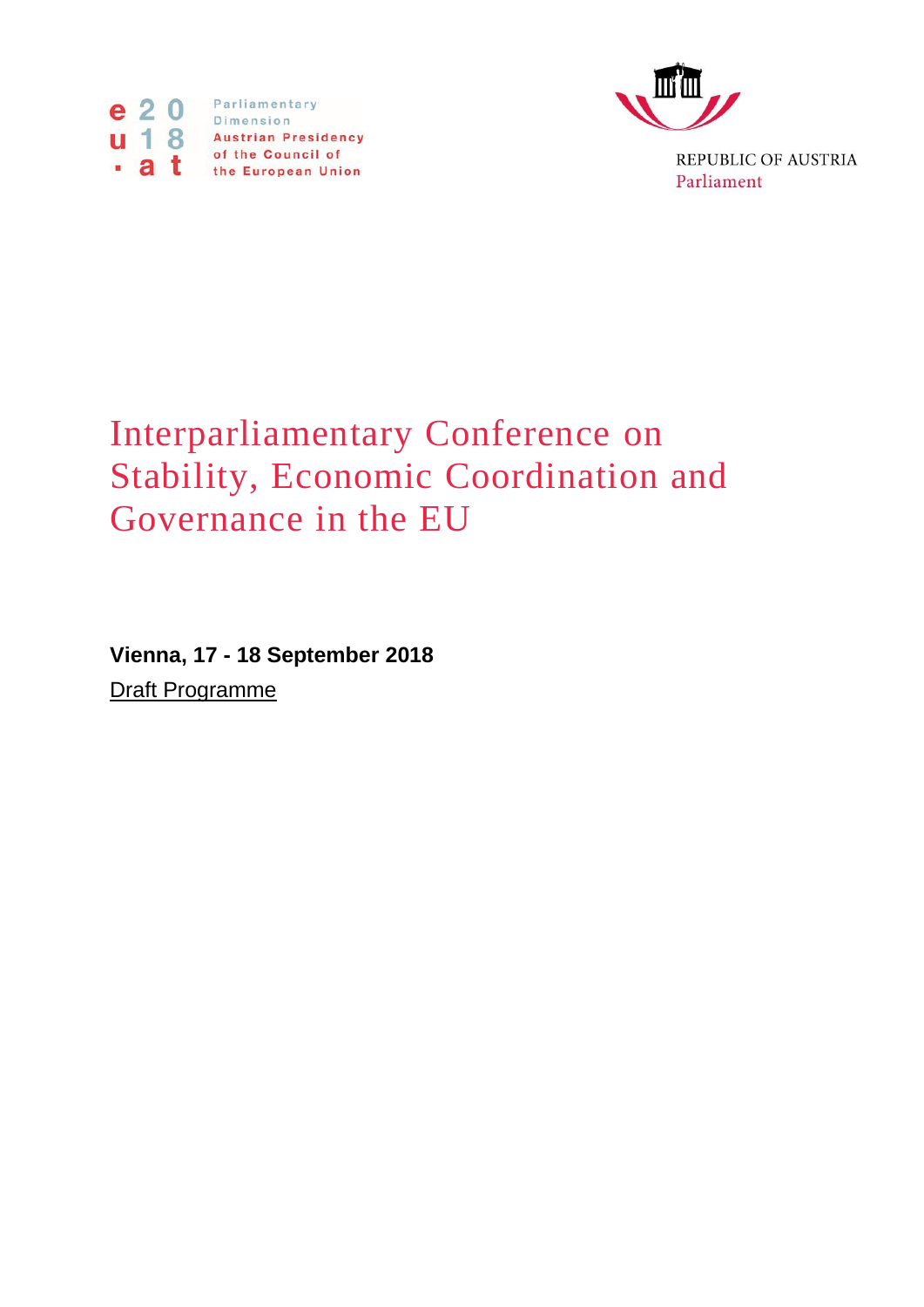eu2018.at

Parliamentary Dimension
Austrian Presidency of the Council of the European Union

REPUBLIC OF AUSTRIA
Parliament

# Interparliamentary Conference on Stability, Economic Coordination and Governance in the EU

**Vienna, 17 - 18 September 2018**

Draft Programme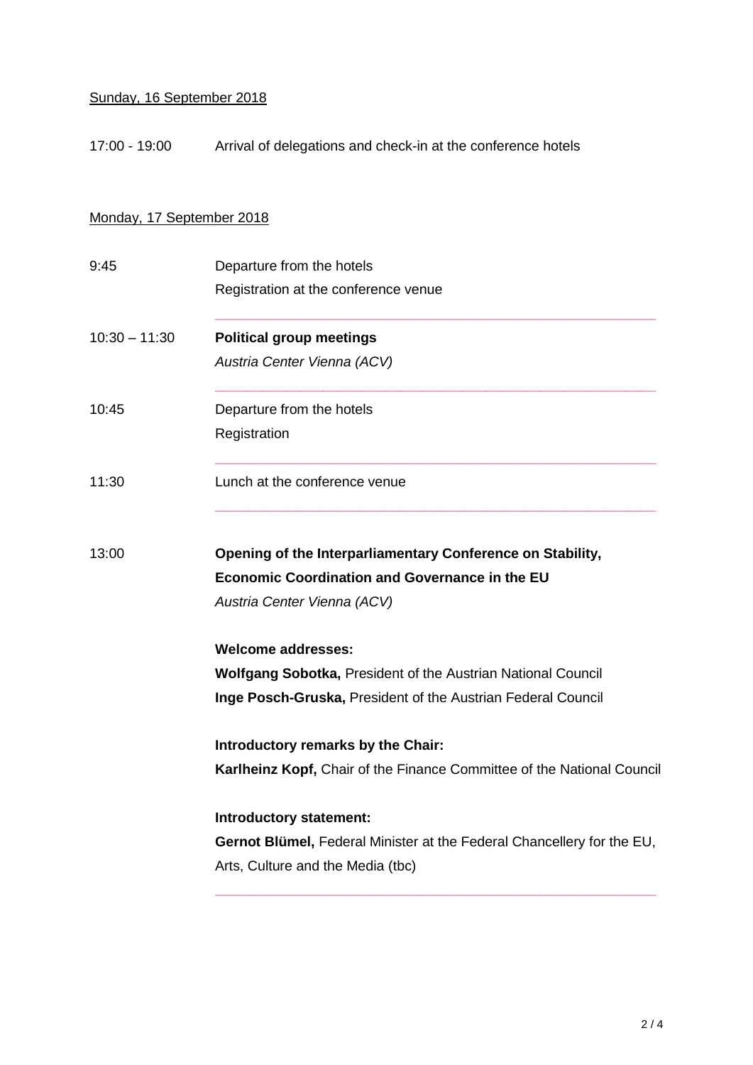<u>Sunday, 16 September 2018</u>

17:00 - 19:00 Arrival of delegations and check-in at the conference hotels

<u>Monday, 17 September 2018</u>

9:45 Departure from the hotels
Registration at the conference venue

---

10:30 – 11:30 **Political group meetings**
*Austria Center Vienna (ACV)*

---

10:45 Departure from the hotels
Registration

---

11:30 Lunch at the conference venue

---

13:00 **Opening of the Interparliamentary Conference on Stability, Economic Coordination and Governance in the EU**
*Austria Center Vienna (ACV)*

**Welcome addresses:**
**Wolfgang Sobotka,** President of the Austrian National Council
**Inge Posch-Gruska,** President of the Austrian Federal Council

**Introductory remarks by the Chair:**
**Karlheinz Kopf,** Chair of the Finance Committee of the National Council

**Introductory statement:**
**Gernot Blümel,** Federal Minister at the Federal Chancellery for the EU, Arts, Culture and the Media (tbc)

---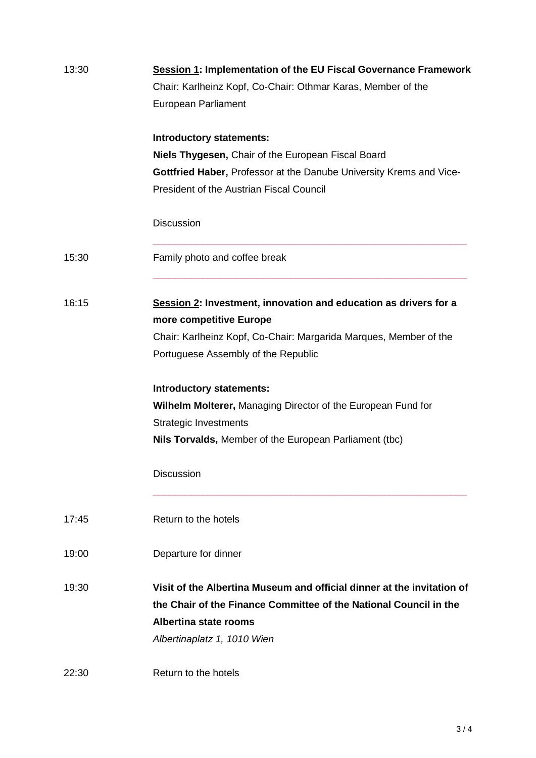13:30 **<u>Session 1</u>: Implementation of the EU Fiscal Governance Framework**
Chair: Karlheinz Kopf, Co-Chair: Othmar Karas, Member of the European Parliament

**Introductory statements:**
**Niels Thygesen,** Chair of the European Fiscal Board
**Gottfried Haber,** Professor at the Danube University Krems and Vice-President of the Austrian Fiscal Council

Discussion

---

15:30 Family photo and coffee break

---

16:15 **<u>Session 2</u>: Investment, innovation and education as drivers for a more competitive Europe**
Chair: Karlheinz Kopf, Co-Chair: Margarida Marques, Member of the Portuguese Assembly of the Republic

**Introductory statements:**
**Wilhelm Molterer,** Managing Director of the European Fund for Strategic Investments
**Nils Torvalds,** Member of the European Parliament (tbc)

Discussion

---

17:45 Return to the hotels

19:00 Departure for dinner

19:30 **Visit of the Albertina Museum and official dinner at the invitation of the Chair of the Finance Committee of the National Council in the Albertina state rooms**
*Albertinaplatz 1, 1010 Wien*

22:30 Return to the hotels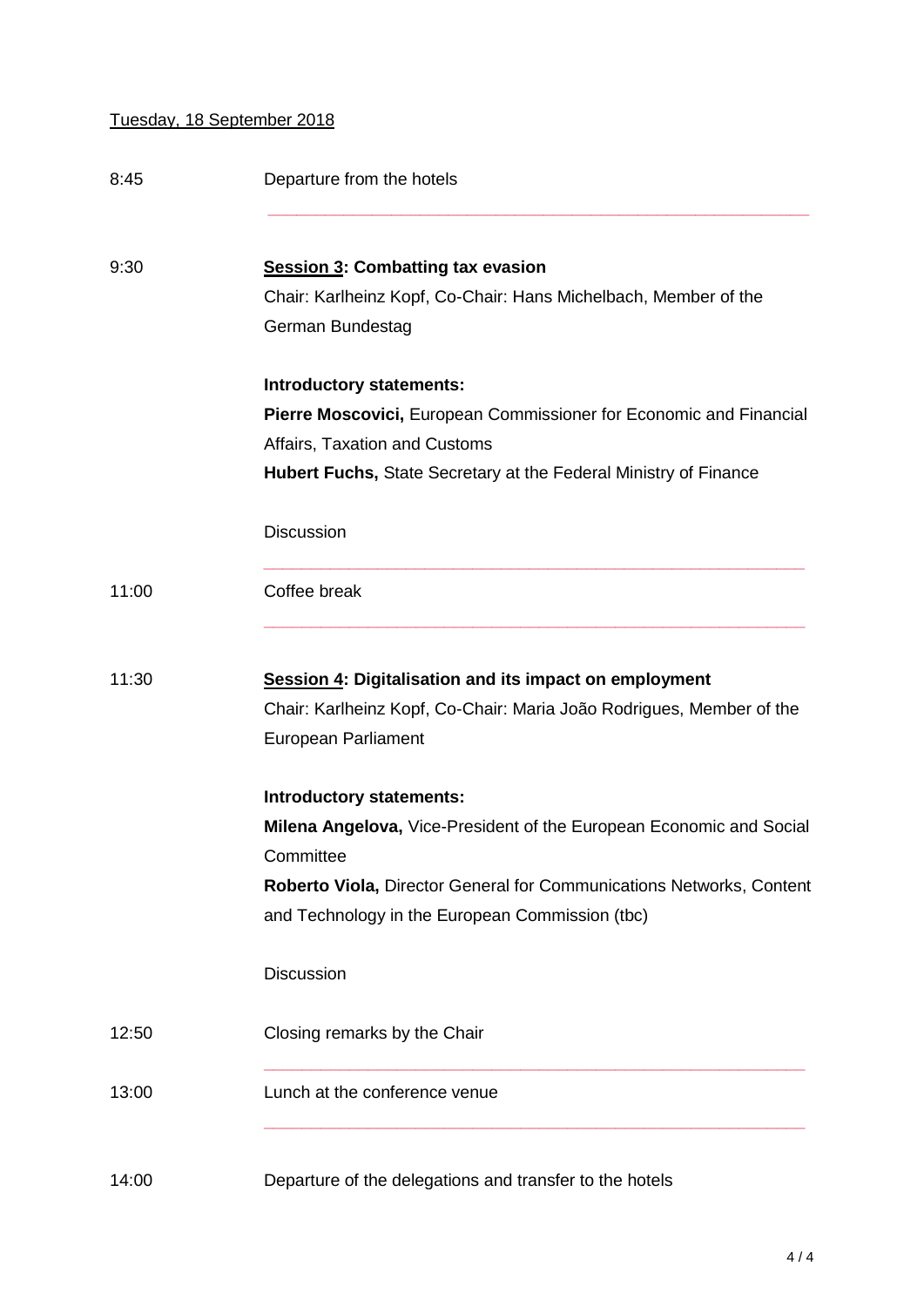Tuesday, 18 September 2018

| | |
|---|---|
| 8:45 | Departure from the hotels |
| 9:30 | **Session 3: Combatting tax evasion**<br>Chair: Karlheinz Kopf, Co-Chair: Hans Michelbach, Member of the German Bundestag<br><br>**Introductory statements:**<br>**Pierre Moscovici,** European Commissioner for Economic and Financial Affairs, Taxation and Customs<br>**Hubert Fuchs,** State Secretary at the Federal Ministry of Finance<br><br>Discussion |
| 11:00 | Coffee break |
| 11:30 | **Session 4: Digitalisation and its impact on employment**<br>Chair: Karlheinz Kopf, Co-Chair: Maria João Rodrigues, Member of the European Parliament<br><br>**Introductory statements:**<br>**Milena Angelova,** Vice-President of the European Economic and Social Committee<br>**Roberto Viola,** Director General for Communications Networks, Content and Technology in the European Commission (tbc)<br><br>Discussion |
| 12:50 | Closing remarks by the Chair |
| 13:00 | Lunch at the conference venue |
| 14:00 | Departure of the delegations and transfer to the hotels |